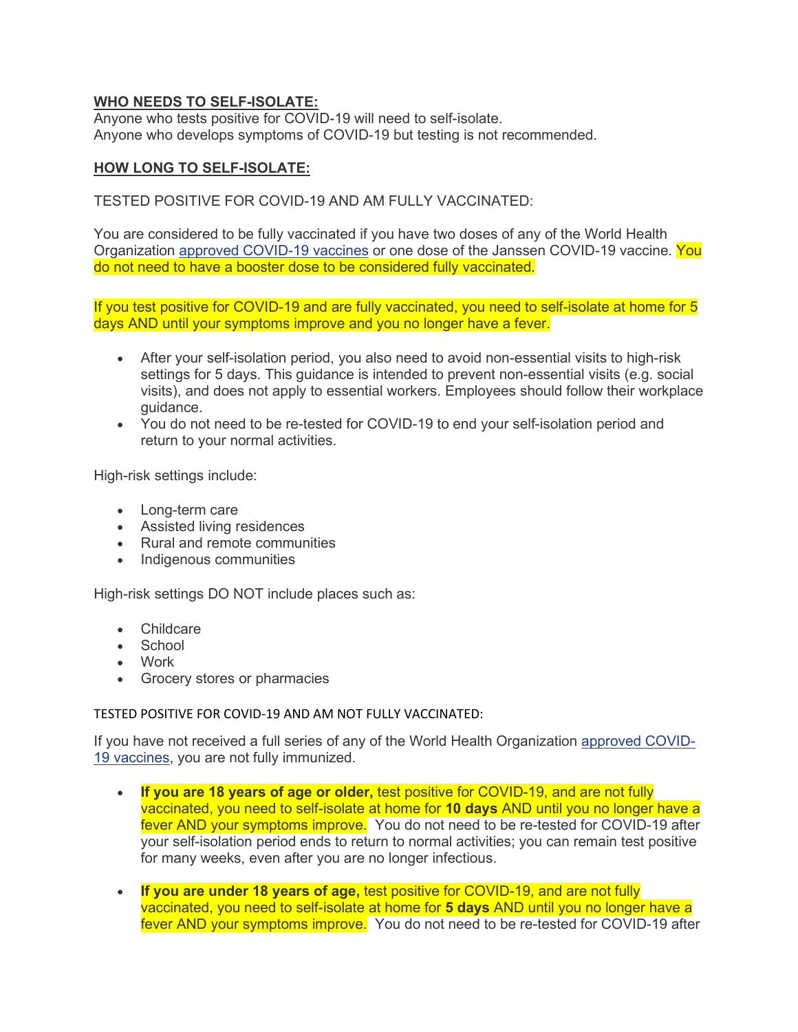## WHO NEEDS TO SELF-ISOLATE:

Anyone who tests positive for COVID-19 will need to self-isolate.
Anyone who develops symptoms of COVID-19 but testing is not recommended.

## HOW LONG TO SELF-ISOLATE:

### TESTED POSITIVE FOR COVID-19 AND AM FULLY VACCINATED:

You are considered to be fully vaccinated if you have two doses of any of the World Health Organization [approved COVID-19 vaccines] or one dose of the Janssen COVID-19 vaccine. You do not need to have a booster dose to be considered fully vaccinated.

If you test positive for COVID-19 and are fully vaccinated, you need to self-isolate at home for 5 days AND until your symptoms improve and you no longer have a fever.

- After your self-isolation period, you also need to avoid non-essential visits to high-risk settings for 5 days. This guidance is intended to prevent non-essential visits (e.g. social visits), and does not apply to essential workers. Employees should follow their workplace guidance.
- You do not need to be re-tested for COVID-19 to end your self-isolation period and return to your normal activities.

High-risk settings include:

- Long-term care
- Assisted living residences
- Rural and remote communities
- Indigenous communities

High-risk settings DO NOT include places such as:

- Childcare
- School
- Work
- Grocery stores or pharmacies

### TESTED POSITIVE FOR COVID-19 AND AM NOT FULLY VACCINATED:

If you have not received a full series of any of the World Health Organization [approved COVID-19 vaccines], you are not fully immunized.

- **If you are 18 years of age or older,** test positive for COVID-19, and are not fully vaccinated, you need to self-isolate at home for **10 days** AND until you no longer have a fever AND your symptoms improve. You do not need to be re-tested for COVID-19 after your self-isolation period ends to return to normal activities; you can remain test positive for many weeks, even after you are no longer infectious.

- **If you are under 18 years of age,** test positive for COVID-19, and are not fully vaccinated, you need to self-isolate at home for **5 days** AND until you no longer have a fever AND your symptoms improve. You do not need to be re-tested for COVID-19 after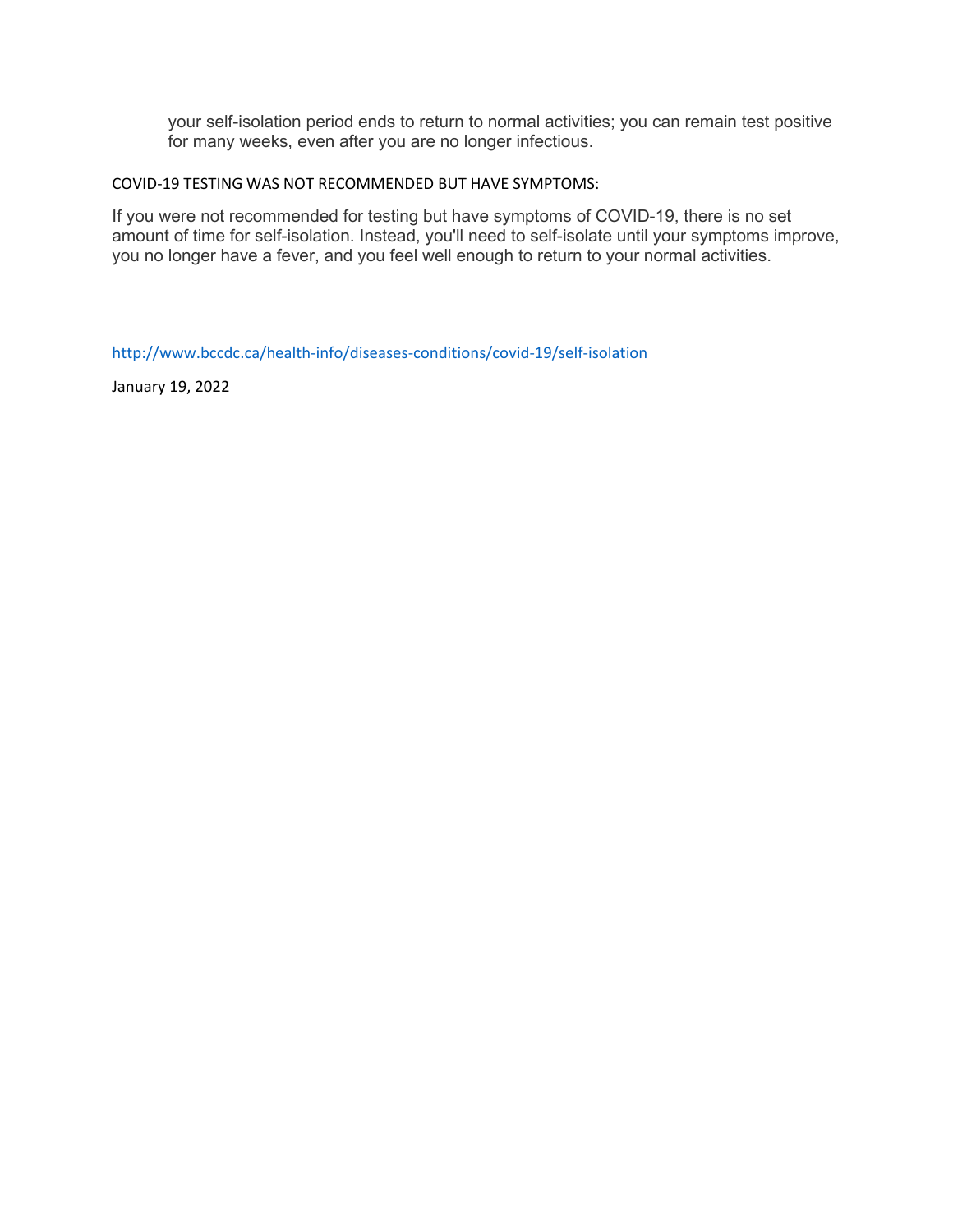your self-isolation period ends to return to normal activities; you can remain test positive for many weeks, even after you are no longer infectious.

COVID-19 TESTING WAS NOT RECOMMENDED BUT HAVE SYMPTOMS:

If you were not recommended for testing but have symptoms of COVID-19, there is no set amount of time for self-isolation. Instead, you'll need to self-isolate until your symptoms improve, you no longer have a fever, and you feel well enough to return to your normal activities.

http://www.bccdc.ca/health-info/diseases-conditions/covid-19/self-isolation

January 19, 2022